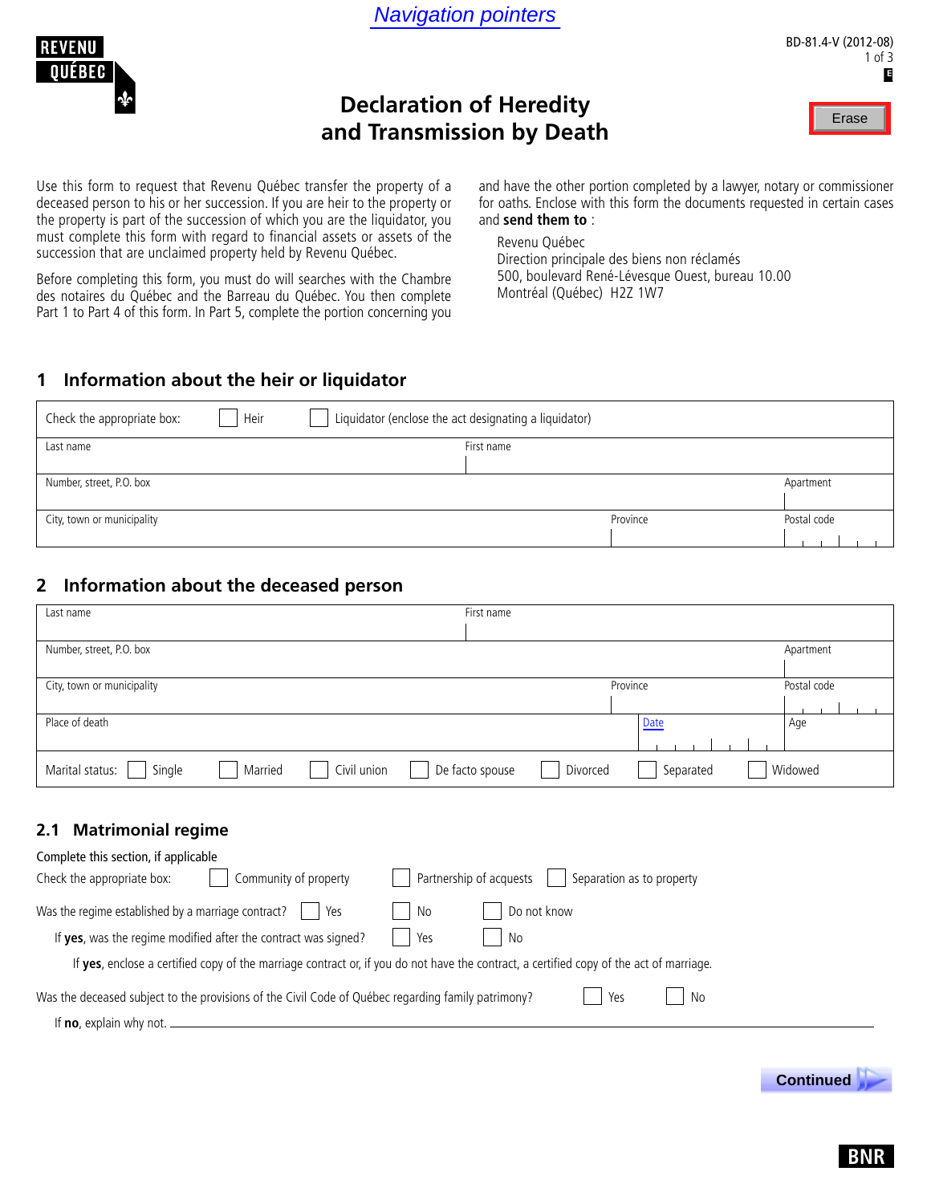Navigation pointers

REVENU QUÉBEC

BD-81.4-V (2012-08)

# Declaration of Heredity and Transmission by Death

Erase

Use this form to request that Revenu Québec transfer the property of a deceased person to his or her succession. If you are heir to the property or the property is part of the succession of which you are the liquidator, you must complete this form with regard to financial assets or assets of the succession that are unclaimed property held by Revenu Québec.

Before completing this form, you must do will searches with the Chambre des notaires du Québec and the Barreau du Québec. You then complete Part 1 to Part 4 of this form. In Part 5, complete the portion concerning you and have the other portion completed by a lawyer, notary or commissioner for oaths. Enclose with this form the documents requested in certain cases and **send them to** :

Revenu Québec
Direction principale des biens non réclamés
500, boulevard René-Lévesque Ouest, bureau 10.00
Montréal (Québec) H2Z 1W7

## 1 Information about the heir or liquidator

Check the appropriate box: ☐ Heir ☐ Liquidator (enclose the act designating a liquidator)

| Last name | First name | |
|---|---|---|
| Number, street, P.O. box | | Apartment |
| City, town or municipality | Province | Postal code |

## 2 Information about the deceased person

| Last name | First name | |
|---|---|---|
| Number, street, P.O. box | | Apartment |
| City, town or municipality | Province | Postal code |
| Place of death | Date | Age |

Marital status: ☐ Single ☐ Married ☐ Civil union ☐ De facto spouse ☐ Divorced ☐ Separated ☐ Widowed

### 2.1 Matrimonial regime

Complete this section, if applicable

Check the appropriate box: ☐ Community of property ☐ Partnership of acquests ☐ Separation as to property

Was the regime established by a marriage contract? ☐ Yes ☐ No ☐ Do not know

If **yes**, was the regime modified after the contract was signed? ☐ Yes ☐ No

If **yes**, enclose a certified copy of the marriage contract or, if you do not have the contract, a certified copy of the act of marriage.

Was the deceased subject to the provisions of the Civil Code of Québec regarding family patrimony? ☐ Yes ☐ No

If **no**, explain why not. \_\_\_\_\_\_\_\_\_\_\_\_\_\_\_\_\_\_\_\_\_\_\_\_\_\_\_\_

Continued

BNR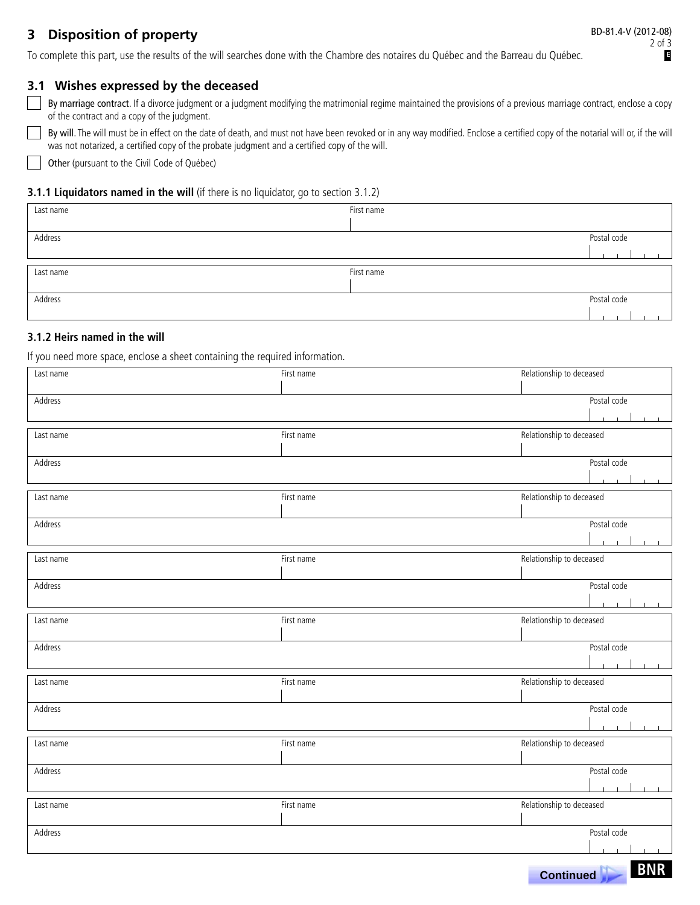## 3 Disposition of property

To complete this part, use the results of the will searches done with the Chambre des notaires du Québec and the Barreau du Québec.

### 3.1 Wishes expressed by the deceased

- ☐ **By marriage contract.** If a divorce judgment or a judgment modifying the matrimonial regime maintained the provisions of a previous marriage contract, enclose a copy of the contract and a copy of the judgment.
- ☐ **By will.** The will must be in effect on the date of death, and must not have been revoked or in any way modified. Enclose a certified copy of the notarial will or, if the will was not notarized, a certified copy of the probate judgment and a certified copy of the will.
- ☐ **Other** (pursuant to the Civil Code of Québec)

#### 3.1.1 Liquidators named in the will (if there is no liquidator, go to section 3.1.2)

| Last name | First name | |
|---|---|---|
| Address | | Postal code |

| Last name | First name | |
|---|---|---|
| Address | | Postal code |

#### 3.1.2 Heirs named in the will

If you need more space, enclose a sheet containing the required information.

| Last name | First name | Relationship to deceased |
|---|---|---|
| Address | | Postal code |

| Last name | First name | Relationship to deceased |
|---|---|---|
| Address | | Postal code |

| Last name | First name | Relationship to deceased |
|---|---|---|
| Address | | Postal code |

| Last name | First name | Relationship to deceased |
|---|---|---|
| Address | | Postal code |

| Last name | First name | Relationship to deceased |
|---|---|---|
| Address | | Postal code |

| Last name | First name | Relationship to deceased |
|---|---|---|
| Address | | Postal code |

| Last name | First name | Relationship to deceased |
|---|---|---|
| Address | | Postal code |

| Last name | First name | Relationship to deceased |
|---|---|---|
| Address | | Postal code |

Continued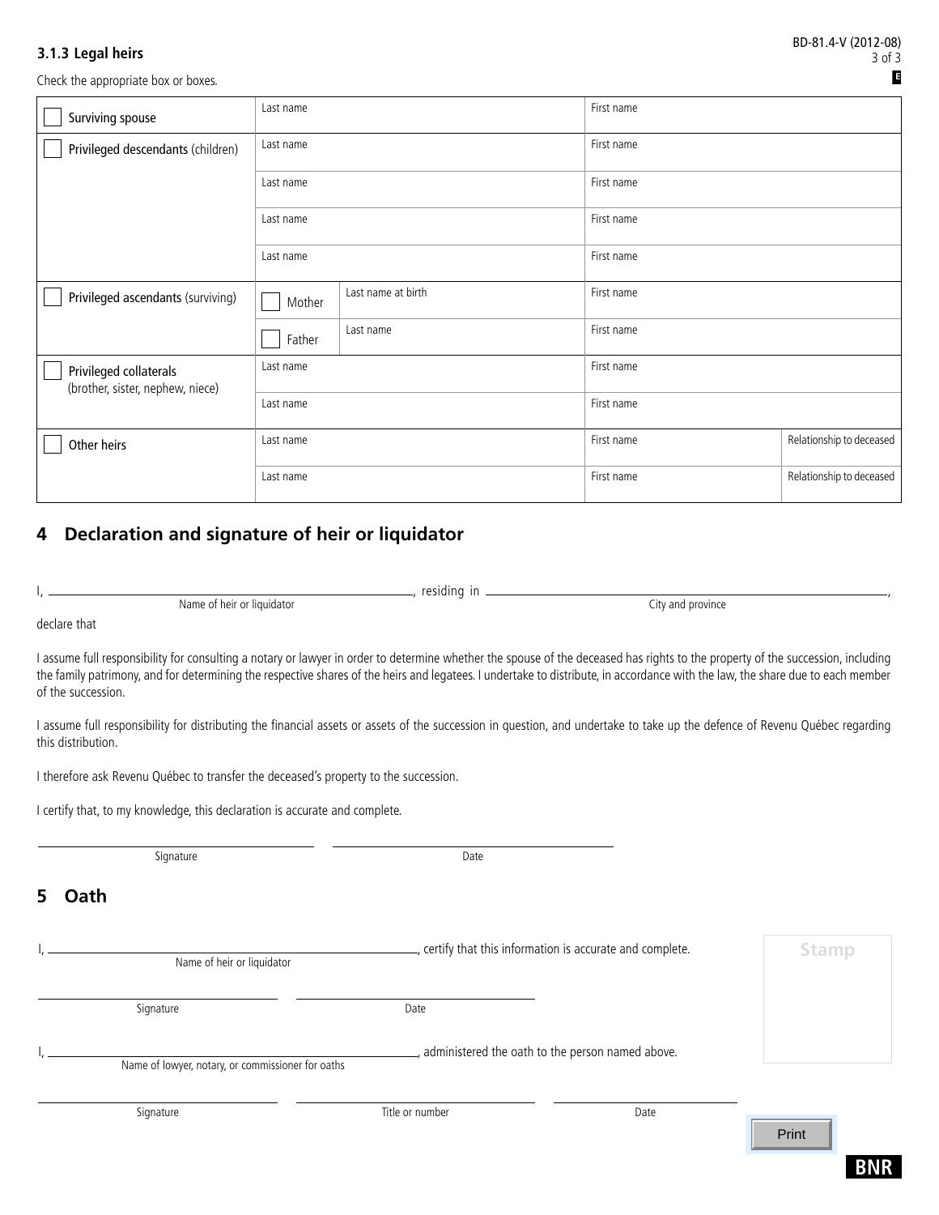### 3.1.3 Legal heirs

Check the appropriate box or boxes.

| | | | | |
|---|---|---|---|---|
| ☐ Surviving spouse | Last name | | First name | |
| ☐ Privileged descendants (children) | Last name | | First name | |
| | Last name | | First name | |
| | Last name | | First name | |
| | Last name | | First name | |
| ☐ Privileged ascendants (surviving) | ☐ Mother | Last name at birth | First name | |
| | ☐ Father | Last name | First name | |
| ☐ Privileged collaterals (brother, sister, nephew, niece) | Last name | | First name | |
| | Last name | | First name | |
| ☐ Other heirs | Last name | | First name | Relationship to deceased |
| | Last name | | First name | Relationship to deceased |

## 4 Declaration and signature of heir or liquidator

I, ______________________________ (Name of heir or liquidator), residing in ______________________________ (City and province),

declare that

I assume full responsibility for consulting a notary or lawyer in order to determine whether the spouse of the deceased has rights to the property of the succession, including the family patrimony, and for determining the respective shares of the heirs and legatees. I undertake to distribute, in accordance with the law, the share due to each member of the succession.

I assume full responsibility for distributing the financial assets or assets of the succession in question, and undertake to take up the defence of Revenu Québec regarding this distribution.

I therefore ask Revenu Québec to transfer the deceased's property to the succession.

I certify that, to my knowledge, this declaration is accurate and complete.

______________________________ Signature

______________________________ Date

## 5 Oath

I, ______________________________ (Name of heir or liquidator), certify that this information is accurate and complete.

______________________________ Signature

______________________________ Date

I, ______________________________ (Name of lowyer, notary, or commissioner for oaths), administered the oath to the person named above.

______________________________ Signature

______________________________ Title or number

______________________________ Date

Stamp

Print

BNR